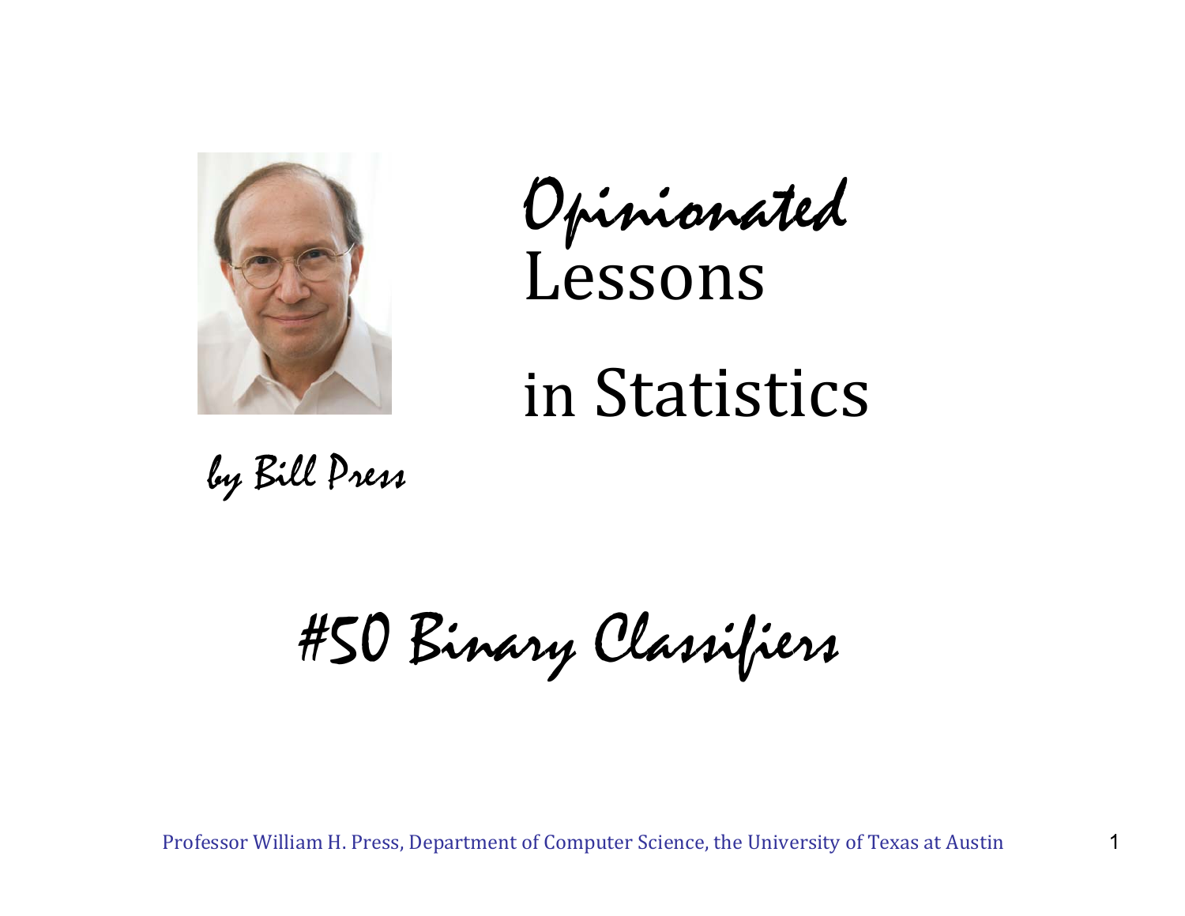# *Opinionated* Lessons in Statistics

*by Bill Press*

## *#50 Binary Classifiers*

Professor William H. Press, Department of Computer Science, the University of Texas at Austin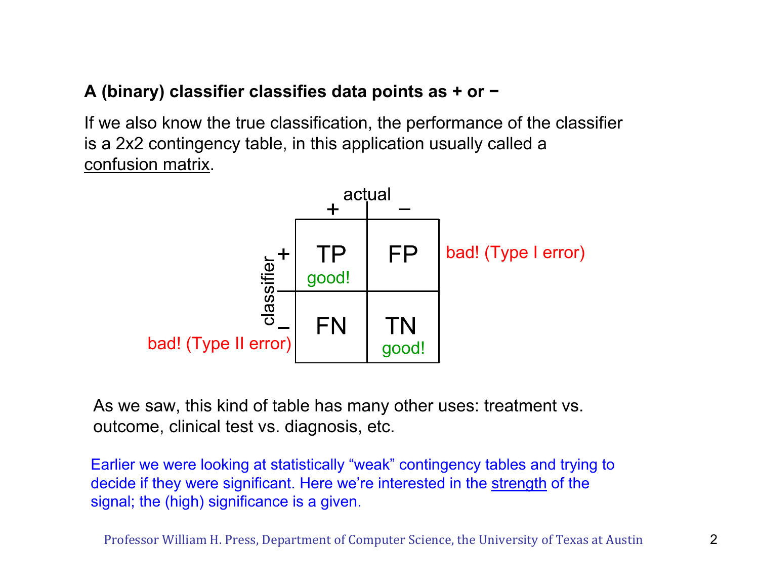**A (binary) classifier classifies data points as + or −**

If we also know the true classification, the performance of the classifier is a 2x2 contingency table, in this application usually called a confusion matrix.

| | | actual | |
|---|---|---|---|
| | | + | − |
| classifier | + | TP (good!) | FP — bad! (Type I error) |
| | − | FN — bad! (Type II error) | TN (good!) |

As we saw, this kind of table has many other uses: treatment vs. outcome, clinical test vs. diagnosis, etc.

Earlier we were looking at statistically "weak" contingency tables and trying to decide if they were significant. Here we're interested in the strength of the signal; the (high) significance is a given.

Professor William H. Press, Department of Computer Science, the University of Texas at Austin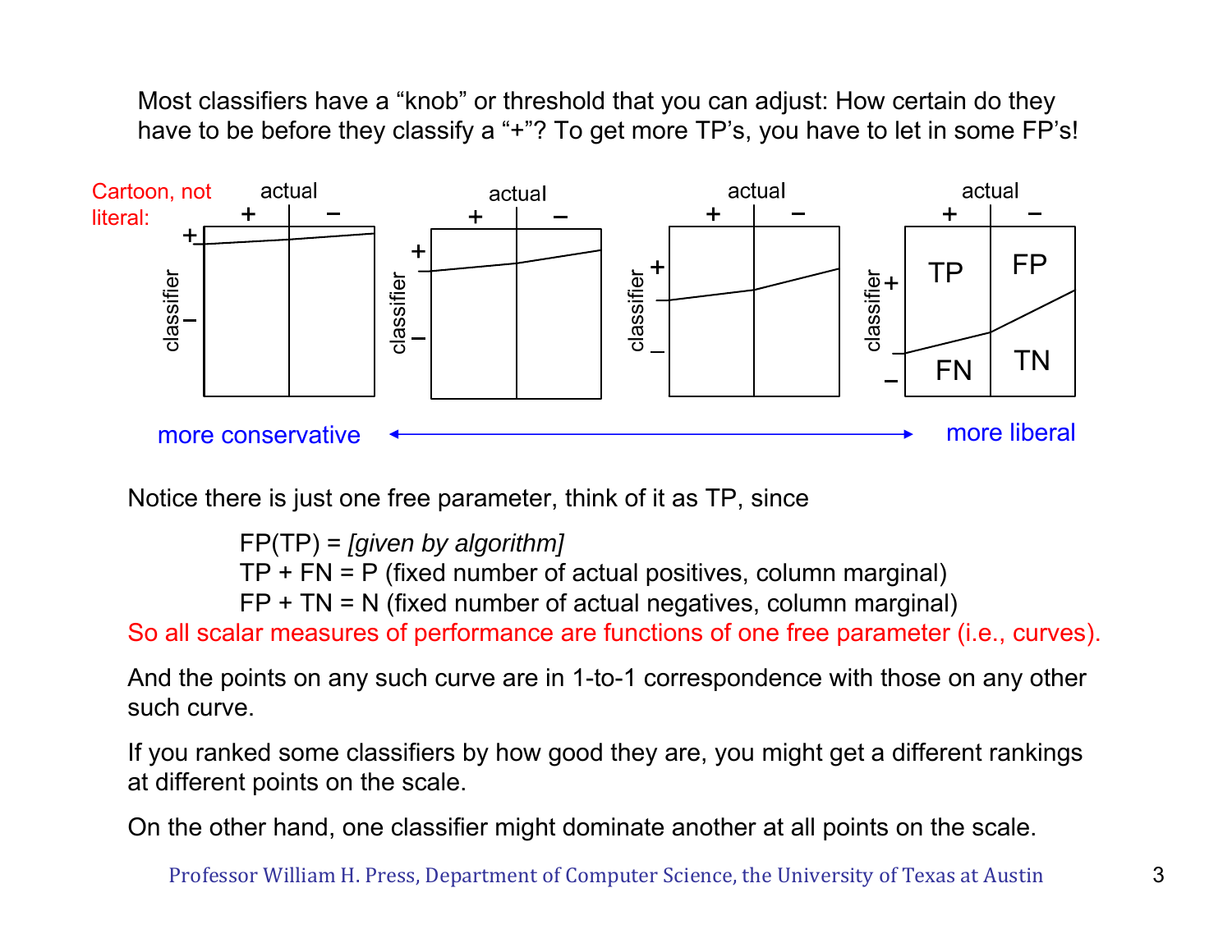Most classifiers have a “knob” or threshold that you can adjust: How certain do they have to be before they classify a “+”? To get more TP’s, you have to let in some FP’s!

Cartoon, not literal:

| | actual + | actual − |
|---|---|---|
| classifier + | TP | FP |
| classifier − | FN | TN |

more conservative ⟷ more liberal

Notice there is just one free parameter, think of it as TP, since

FP(TP) = *[given by algorithm]*
TP + FN = P (fixed number of actual positives, column marginal)
FP + TN = N (fixed number of actual negatives, column marginal)

So all scalar measures of performance are functions of one free parameter (i.e., curves).

And the points on any such curve are in 1-to-1 correspondence with those on any other such curve.

If you ranked some classifiers by how good they are, you might get a different rankings at different points on the scale.

On the other hand, one classifier might dominate another at all points on the scale.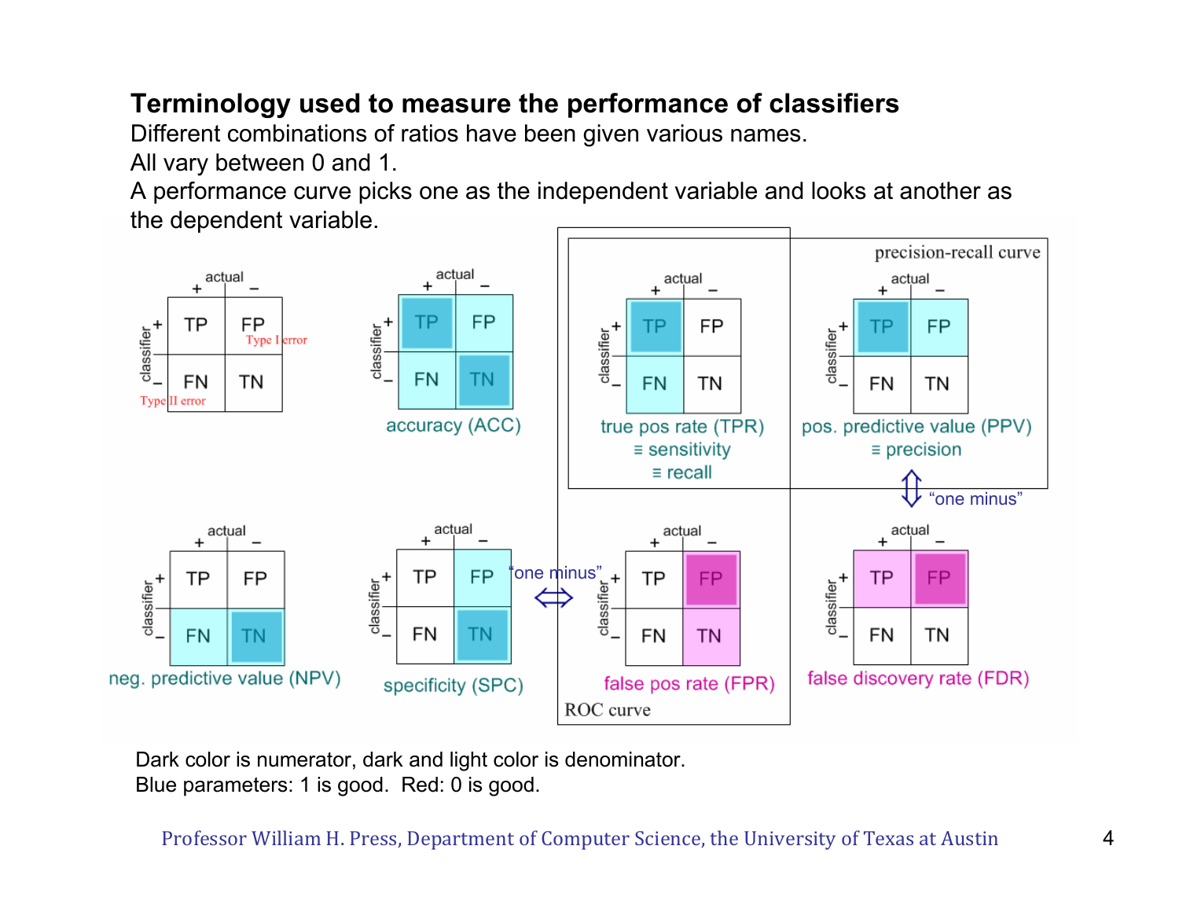# Terminology used to measure the performance of classifiers

Different combinations of ratios have been given various names.
All vary between 0 and 1.
A performance curve picks one as the independent variable and looks at another as the dependent variable.

| | actual + | actual − |
|---|---|---|
| classifier + | TP | FP (Type I error) |
| classifier − | FN (Type II error) | TN |

- accuracy (ACC)
- true pos rate (TPR) ≡ sensitivity ≡ recall
- pos. predictive value (PPV) ≡ precision
- neg. predictive value (NPV)
- specificity (SPC)
- false pos rate (FPR)
- false discovery rate (FDR)

precision-recall curve: TPR and PPV

ROC curve: TPR and FPR

specificity (SPC) ⇔ false pos rate (FPR): "one minus"

pos. predictive value (PPV) ⇔ false discovery rate (FDR): "one minus"

Dark color is numerator, dark and light color is denominator.
Blue parameters: 1 is good. Red: 0 is good.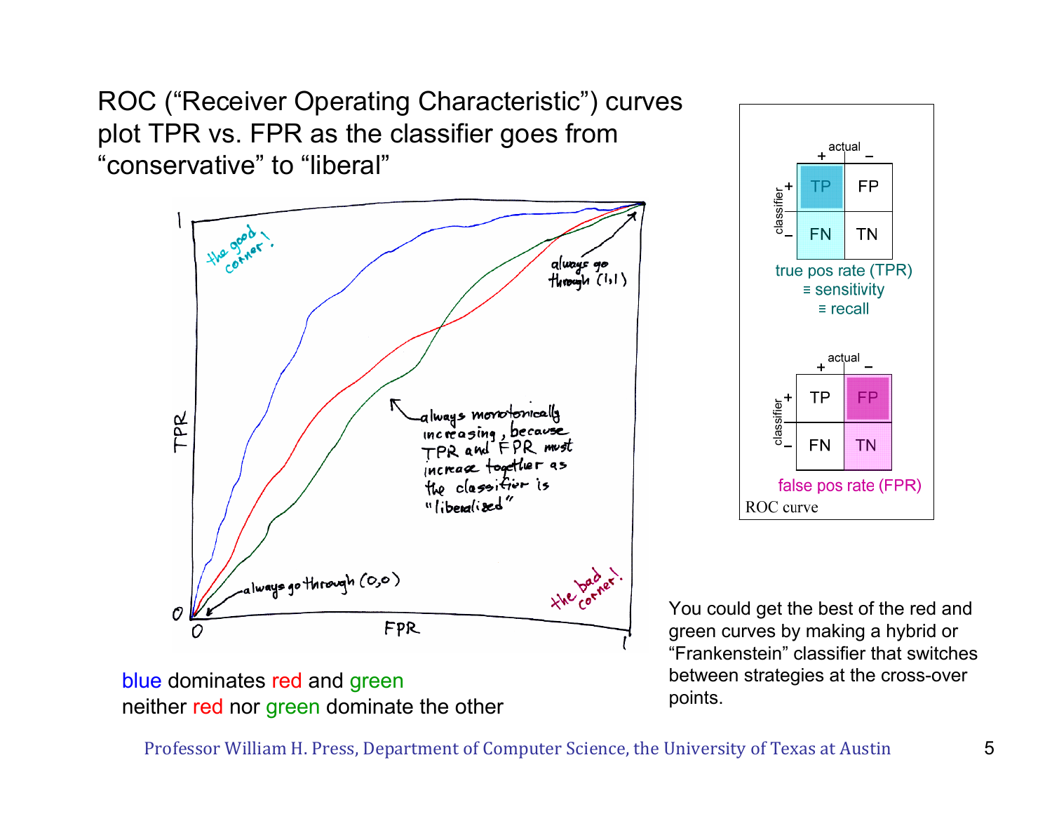# ROC ("Receiver Operating Characteristic") curves plot TPR vs. FPR as the classifier goes from "conservative" to "liberal"

blue dominates red and green
neither red nor green dominate the other

You could get the best of the red and green curves by making a hybrid or "Frankenstein" classifier that switches between strategies at the cross-over points.

| | actual + | actual − |
|---|---|---|
| classifier + | TP | FP |
| classifier − | FN | TN |

true pos rate (TPR)
≡ sensitivity
≡ recall

| | actual + | actual − |
|---|---|---|
| classifier + | TP | FP |
| classifier − | FN | TN |

false pos rate (FPR)

ROC curve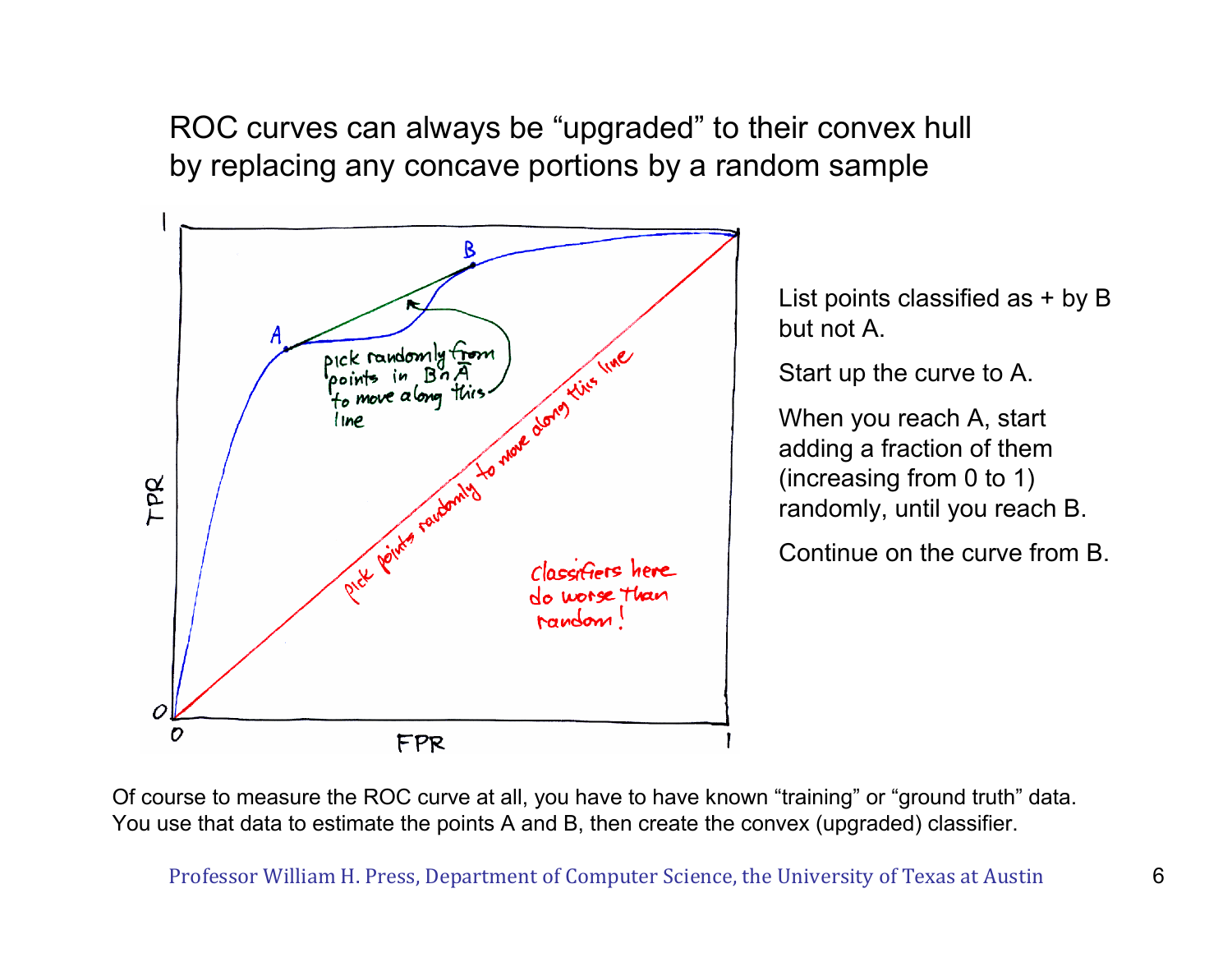# ROC curves can always be "upgraded" to their convex hull by replacing any concave portions by a random sample

List points classified as + by B but not A.

Start up the curve to A.

When you reach A, start adding a fraction of them (increasing from 0 to 1) randomly, until you reach B.

Continue on the curve from B.

Of course to measure the ROC curve at all, you have to have known "training" or "ground truth" data. You use that data to estimate the points A and B, then create the convex (upgraded) classifier.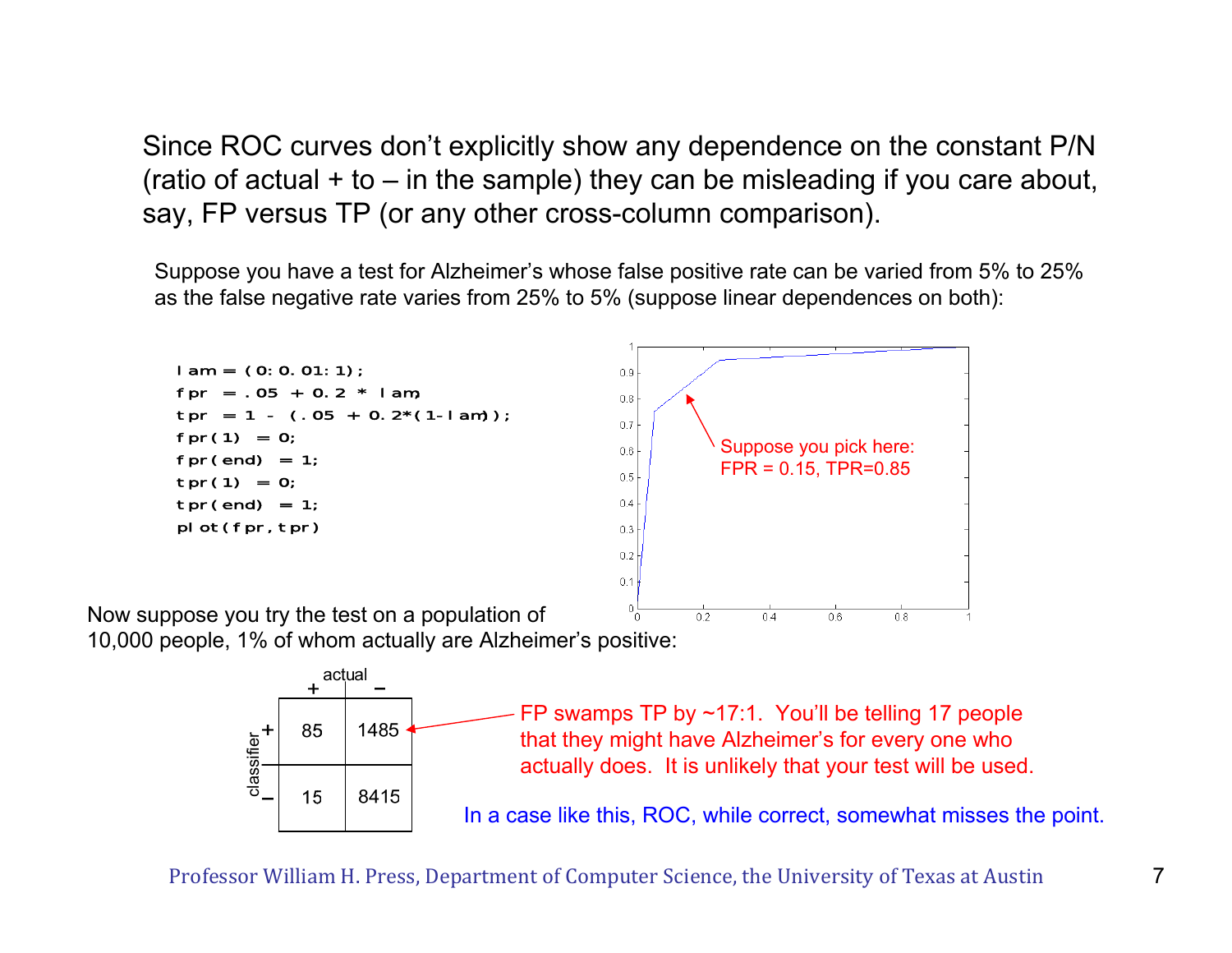Since ROC curves don't explicitly show any dependence on the constant P/N (ratio of actual + to – in the sample) they can be misleading if you care about, say, FP versus TP (or any other cross-column comparison).

Suppose you have a test for Alzheimer's whose false positive rate can be varied from 5% to 25% as the false negative rate varies from 25% to 5% (suppose linear dependences on both):

```
lam = (0:0.01:1);
fpr = .05 + 0.2 * lam;
tpr = 1 - (.05 + 0.2*(1-lam));
fpr(1) = 0;
fpr(end) = 1;
tpr(1) = 0;
tpr(end) = 1;
plot(fpr,tpr)
```

Suppose you pick here: FPR = 0.15, TPR=0.85

Now suppose you try the test on a population of 10,000 people, 1% of whom actually are Alzheimer's positive:

| | | actual + | actual – |
|---|---|---|---|
| classifier | + | 85 | 1485 |
| | – | 15 | 8415 |

FP swamps TP by ~17:1. You'll be telling 17 people that they might have Alzheimer's for every one who actually does. It is unlikely that your test will be used.

In a case like this, ROC, while correct, somewhat misses the point.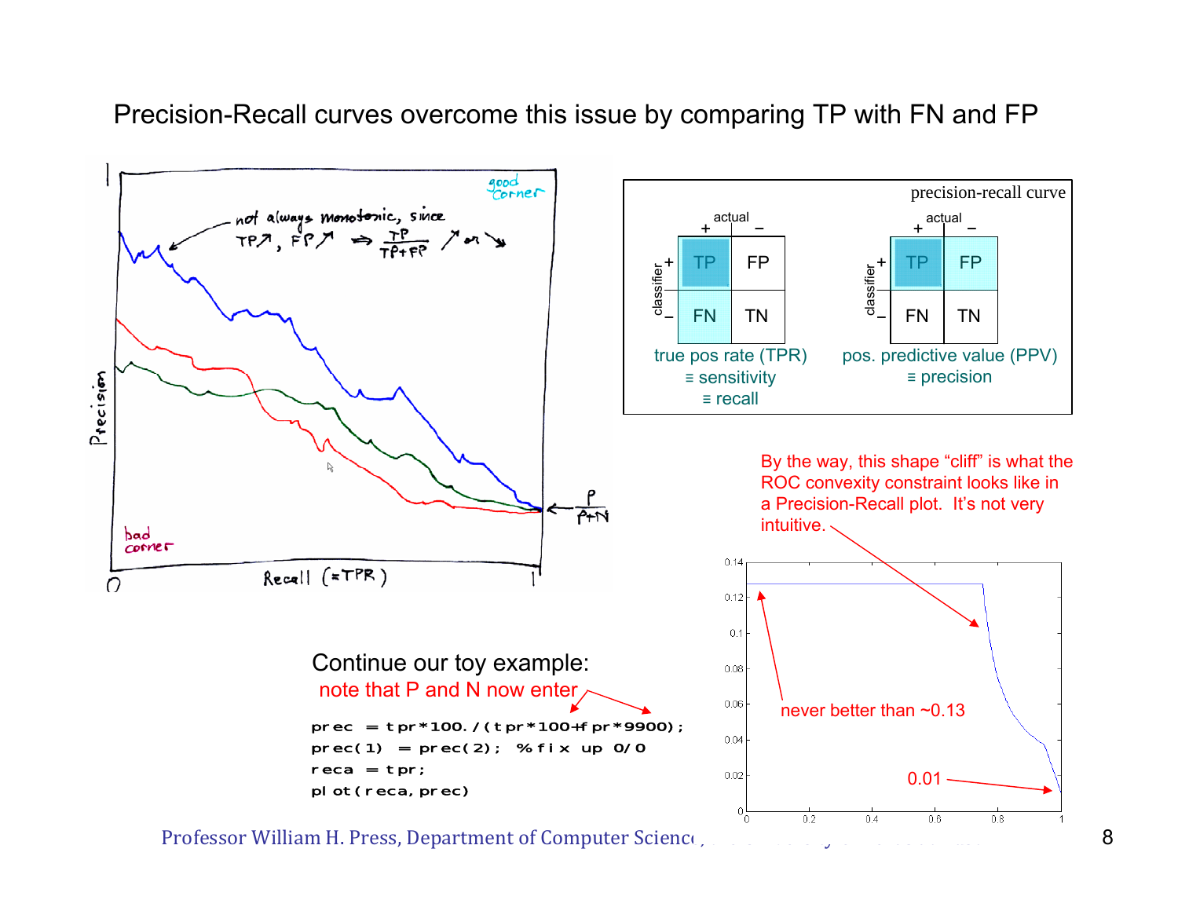Precision-Recall curves overcome this issue by comparing TP with FN and FP

not always monotonic, since TP ↗, FP ↗ ⇒ $\frac{TP}{TP+FP}$ ↗ or ↘

good corner

bad corner

Precision

Recall (=TPR)

$\frac{P}{P+N}$

precision-recall curve

| | actual + | actual − |
|---|---|---|
| classifier + | TP | FP |
| classifier − | FN | TN |

true pos rate (TPR) ≡ sensitivity ≡ recall

| | actual + | actual − |
|---|---|---|
| classifier + | TP | FP |
| classifier − | FN | TN |

pos. predictive value (PPV) ≡ precision

By the way, this shape "cliff" is what the ROC convexity constraint looks like in a Precision-Recall plot. It's not very intuitive.

never better than ~0.13

0.01

Continue our toy example:

note that P and N now enter

```
prec = tpr*100./(tpr*100+fpr*9900);
prec(1) = prec(2); %fix up 0/0
reca = tpr;
plot(reca,prec)
```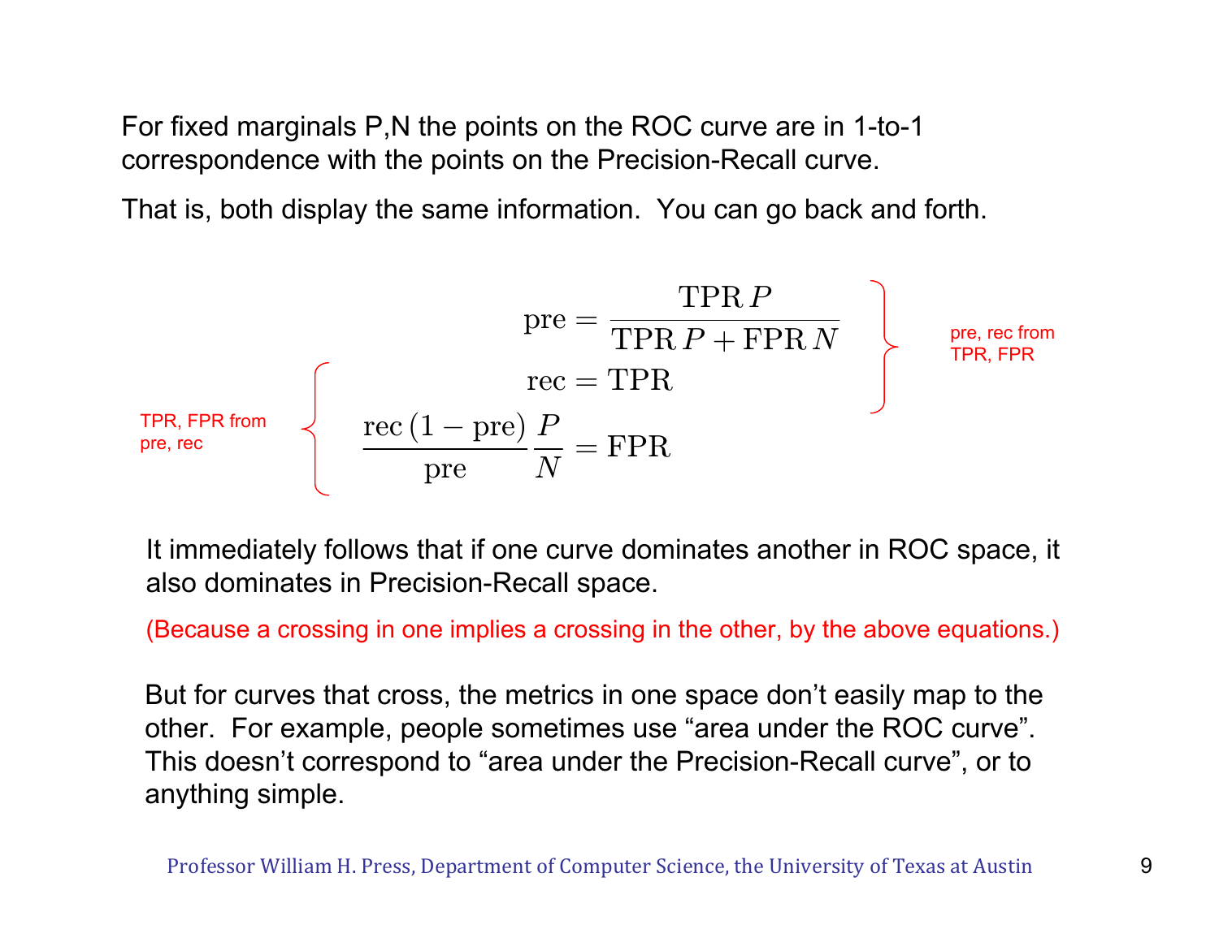For fixed marginals P,N the points on the ROC curve are in 1-to-1 correspondence with the points on the Precision-Recall curve.

That is, both display the same information. You can go back and forth.

pre, rec from TPR, FPR:

$$\text{pre} = \frac{\text{TPR}\,P}{\text{TPR}\,P + \text{FPR}\,N}$$

$$\text{rec} = \text{TPR}$$

TPR, FPR from pre, rec:

$$\text{rec} = \text{TPR}$$

$$\frac{\text{rec}\,(1 - \text{pre})}{\text{pre}}\,\frac{P}{N} = \text{FPR}$$

It immediately follows that if one curve dominates another in ROC space, it also dominates in Precision-Recall space.

(Because a crossing in one implies a crossing in the other, by the above equations.)

But for curves that cross, the metrics in one space don't easily map to the other. For example, people sometimes use "area under the ROC curve". This doesn't correspond to "area under the Precision-Recall curve", or to anything simple.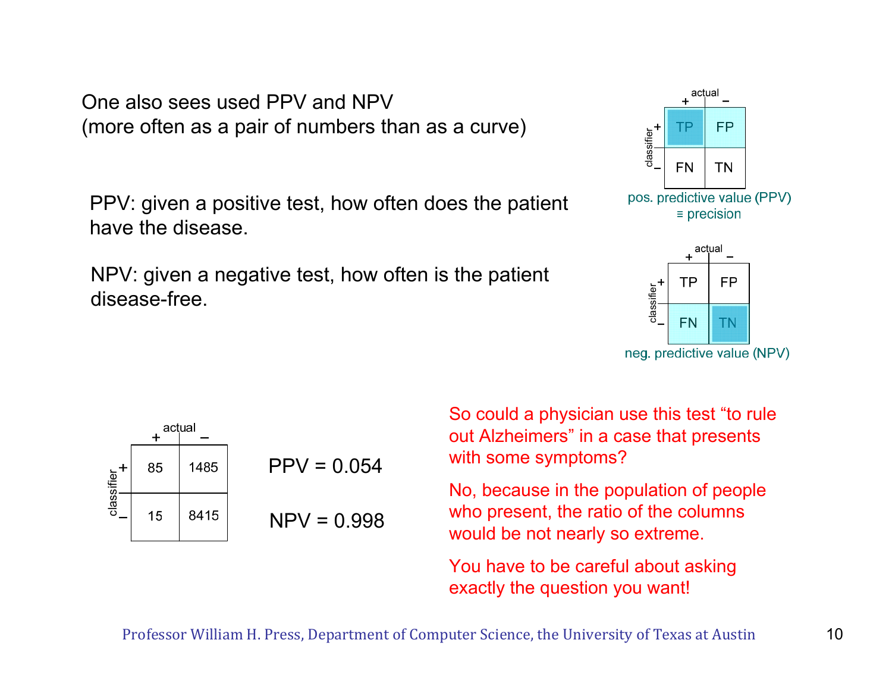One also sees used PPV and NPV
(more often as a pair of numbers than as a curve)

PPV: given a positive test, how often does the patient have the disease.

NPV: given a negative test, how often is the patient disease-free.

| | actual + | actual − |
|---|---|---|
| classifier + | TP | FP |
| classifier − | FN | TN |

pos. predictive value (PPV) ≡ precision

| | actual + | actual − |
|---|---|---|
| classifier + | TP | FP |
| classifier − | FN | TN |

neg. predictive value (NPV)

| | actual + | actual − |
|---|---|---|
| classifier + | 85 | 1485 |
| classifier − | 15 | 8415 |

PPV = 0.054

NPV = 0.998

So could a physician use this test "to rule out Alzheimers" in a case that presents with some symptoms?

No, because in the population of people who present, the ratio of the columns would be not nearly so extreme.

You have to be careful about asking exactly the question you want!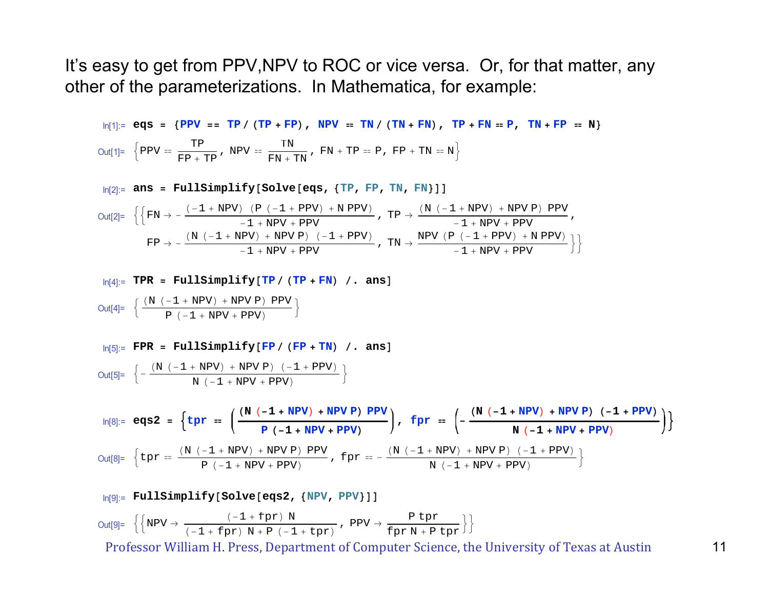It's easy to get from PPV,NPV to ROC or vice versa. Or, for that matter, any other of the parameterizations. In Mathematica, for example:

```
In[1]:= eqs = {PPV == TP / (TP + FP), NPV == TN / (TN + FN), TP + FN == P, TN + FP == N}
```

Out[1]=
$$\left\{PPV == \frac{TP}{FP + TP},\ NPV == \frac{TN}{FN + TN},\ FN + TP == P,\ FP + TN == N\right\}$$

```
In[2]:= ans = FullSimplify[Solve[eqs, {TP, FP, TN, FN}]]
```

Out[2]=
$$\left\{\left\{FN \to -\frac{(-1 + NPV)\ (P\ (-1 + PPV) + N\ PPV)}{-1 + NPV + PPV},\ TP \to \frac{(N\ (-1 + NPV) + NPV\ P)\ PPV}{-1 + NPV + PPV},\right.\right.$$
$$\left.\left.FP \to -\frac{(N\ (-1 + NPV) + NPV\ P)\ (-1 + PPV)}{-1 + NPV + PPV},\ TN \to \frac{NPV\ (P\ (-1 + PPV) + N\ PPV)}{-1 + NPV + PPV}\right\}\right\}$$

```
In[4]:= TPR = FullSimplify[TP / (TP + FN) /. ans]
```

Out[4]=
$$\left\{\frac{(N\ (-1 + NPV) + NPV\ P)\ PPV}{P\ (-1 + NPV + PPV)}\right\}$$

```
In[5]:= FPR = FullSimplify[FP / (FP + TN) /. ans]
```

Out[5]=
$$\left\{-\frac{(N\ (-1 + NPV) + NPV\ P)\ (-1 + PPV)}{N\ (-1 + NPV + PPV)}\right\}$$

In[8]:= eqs2 =
$$\left\{tpr == \left(\frac{(N\ (-1 + NPV) + NPV\ P)\ PPV}{P\ (-1 + NPV + PPV)}\right),\ fpr == \left(-\frac{(N\ (-1 + NPV) + NPV\ P)\ (-1 + PPV)}{N\ (-1 + NPV + PPV)}\right)\right\}$$

Out[8]=
$$\left\{tpr == \frac{(N\ (-1 + NPV) + NPV\ P)\ PPV}{P\ (-1 + NPV + PPV)},\ fpr == -\frac{(N\ (-1 + NPV) + NPV\ P)\ (-1 + PPV)}{N\ (-1 + NPV + PPV)}\right\}$$

```
In[9]:= FullSimplify[Solve[eqs2, {NPV, PPV}]]
```

Out[9]=
$$\left\{\left\{NPV \to \frac{(-1 + fpr)\ N}{(-1 + fpr)\ N + P\ (-1 + tpr)},\ PPV \to \frac{P\ tpr}{fpr\ N + P\ tpr}\right\}\right\}$$

Professor William H. Press, Department of Computer Science, the University of Texas at Austin